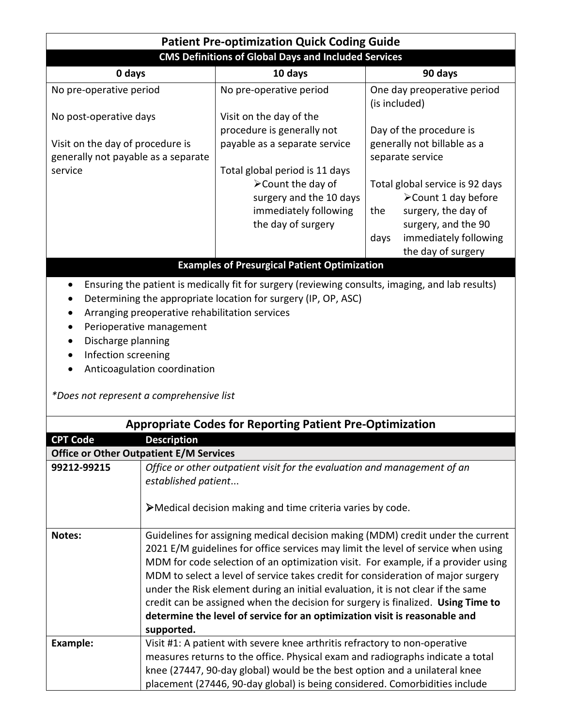# Patient Pre-optimization Quick Coding Guide

## CMS Definitions of Global Days and Included Services

| 0 days | 10 days | 90 days |
| --- | --- | --- |
| No pre-operative period<br><br>No post-operative days<br><br>Visit on the day of procedure is generally not payable as a separate service | No pre-operative period<br><br>Visit on the day of the procedure is generally not payable as a separate service<br><br>Total global period is 11 days<br>➢ Count the day of surgery and the 10 days immediately following the day of surgery | One day preoperative period (is included)<br><br>Day of the procedure is generally not billable as a separate service<br><br>Total global service is 92 days<br>➢ Count 1 day before the surgery, the day of surgery, and the 90 days immediately following the day of surgery |

## Examples of Presurgical Patient Optimization

- Ensuring the patient is medically fit for surgery (reviewing consults, imaging, and lab results)
- Determining the appropriate location for surgery (IP, OP, ASC)
- Arranging preoperative rehabilitation services
- Perioperative management
- Discharge planning
- Infection screening
- Anticoagulation coordination

*\*Does not represent a comprehensive list*

## Appropriate Codes for Reporting Patient Pre-Optimization

| CPT Code | Description |
| --- | --- |
| **Office or Other Outpatient E/M Services** | |
| **99212-99215** | *Office or other outpatient visit for the evaluation and management of an established patient...*<br><br>➢ Medical decision making and time criteria varies by code. |
| **Notes:** | Guidelines for assigning medical decision making (MDM) credit under the current 2021 E/M guidelines for office services may limit the level of service when using MDM for code selection of an optimization visit. For example, if a provider using MDM to select a level of service takes credit for consideration of major surgery under the Risk element during an initial evaluation, it is not clear if the same credit can be assigned when the decision for surgery is finalized. **Using Time to determine the level of service for an optimization visit is reasonable and supported.** |
| **Example:** | Visit #1: A patient with severe knee arthritis refractory to non-operative measures returns to the office. Physical exam and radiographs indicate a total knee (27447, 90-day global) would be the best option and a unilateral knee placement (27446, 90-day global) is being considered. Comorbidities include |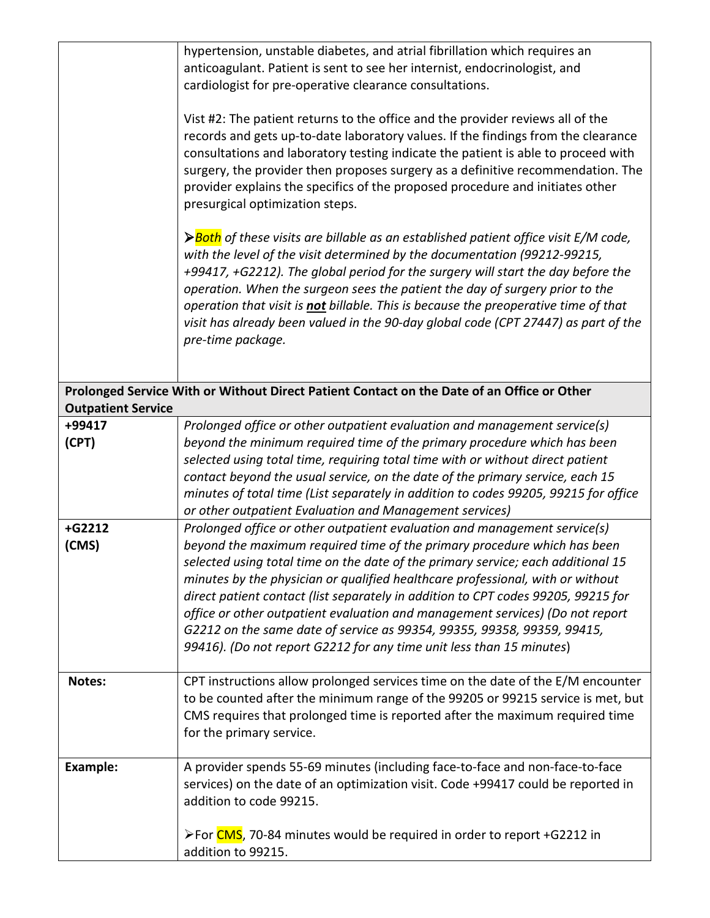| | |
|---|---|
| | hypertension, unstable diabetes, and atrial fibrillation which requires an anticoagulant. Patient is sent to see her internist, endocrinologist, and cardiologist for pre-operative clearance consultations.<br><br>Vist #2: The patient returns to the office and the provider reviews all of the records and gets up-to-date laboratory values. If the findings from the clearance consultations and laboratory testing indicate the patient is able to proceed with surgery, the provider then proposes surgery as a definitive recommendation. The provider explains the specifics of the proposed procedure and initiates other presurgical optimization steps.<br><br>➢*Both of these visits are billable as an established patient office visit E/M code, with the level of the visit determined by the documentation (99212-99215, +99417, +G2212). The global period for the surgery will start the day before the operation. When the surgeon sees the patient the day of surgery prior to the operation that visit is **not** billable. This is because the preoperative time of that visit has already been valued in the 90-day global code (CPT 27447) as part of the pre-time package.* |
| **Prolonged Service With or Without Direct Patient Contact on the Date of an Office or Other Outpatient Service** | |
| **+99417 (CPT)** | *Prolonged office or other outpatient evaluation and management service(s) beyond the minimum required time of the primary procedure which has been selected using total time, requiring total time with or without direct patient contact beyond the usual service, on the date of the primary service, each 15 minutes of total time (List separately in addition to codes 99205, 99215 for office or other outpatient Evaluation and Management services)* |
| **+G2212 (CMS)** | *Prolonged office or other outpatient evaluation and management service(s) beyond the maximum required time of the primary procedure which has been selected using total time on the date of the primary service; each additional 15 minutes by the physician or qualified healthcare professional, with or without direct patient contact (list separately in addition to CPT codes 99205, 99215 for office or other outpatient evaluation and management services) (Do not report G2212 on the same date of service as 99354, 99355, 99358, 99359, 99415, 99416). (Do not report G2212 for any time unit less than 15 minutes*) |
| **Notes:** | CPT instructions allow prolonged services time on the date of the E/M encounter to be counted after the minimum range of the 99205 or 99215 service is met, but CMS requires that prolonged time is reported after the maximum required time for the primary service. |
| **Example:** | A provider spends 55-69 minutes (including face-to-face and non-face-to-face services) on the date of an optimization visit. Code +99417 could be reported in addition to code 99215.<br><br>➢For CMS, 70-84 minutes would be required in order to report +G2212 in addition to 99215. |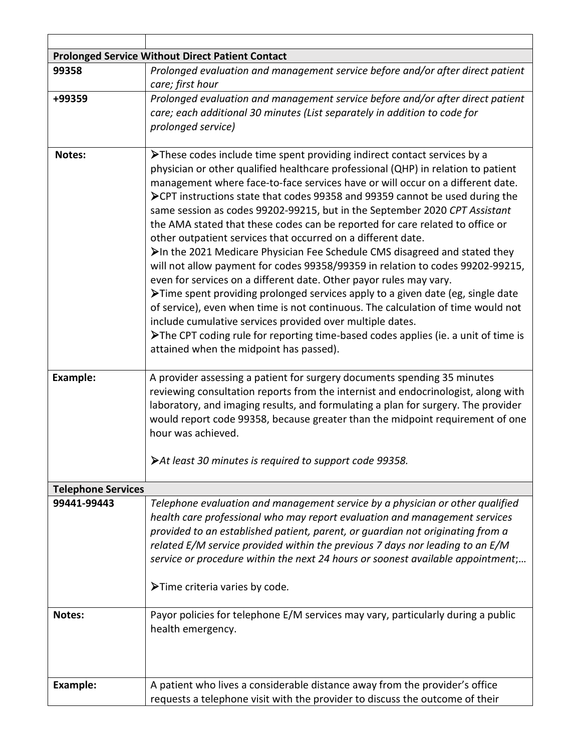| | |
|---|---|
| **Prolonged Service Without Direct Patient Contact** | |
| **99358** | *Prolonged evaluation and management service before and/or after direct patient care; first hour* |
| **+99359** | *Prolonged evaluation and management service before and/or after direct patient care; each additional 30 minutes (List separately in addition to code for prolonged service)* |
| **Notes:** | ➢These codes include time spent providing indirect contact services by a physician or other qualified healthcare professional (QHP) in relation to patient management where face-to-face services have or will occur on a different date.<br>➢CPT instructions state that codes 99358 and 99359 cannot be used during the same session as codes 99202-99215, but in the September 2020 *CPT Assistant* the AMA stated that these codes can be reported for care related to office or other outpatient services that occurred on a different date.<br>➢In the 2021 Medicare Physician Fee Schedule CMS disagreed and stated they will not allow payment for codes 99358/99359 in relation to codes 99202-99215, even for services on a different date. Other payor rules may vary.<br>➢Time spent providing prolonged services apply to a given date (eg, single date of service), even when time is not continuous. The calculation of time would not include cumulative services provided over multiple dates.<br>➢The CPT coding rule for reporting time-based codes applies (ie. a unit of time is attained when the midpoint has passed). |
| **Example:** | A provider assessing a patient for surgery documents spending 35 minutes reviewing consultation reports from the internist and endocrinologist, along with laboratory, and imaging results, and formulating a plan for surgery. The provider would report code 99358, because greater than the midpoint requirement of one hour was achieved.<br><br>➢*At least 30 minutes is required to support code 99358.* |
| **Telephone Services** | |
| **99441-99443** | *Telephone evaluation and management service by a physician or other qualified health care professional who may report evaluation and management services provided to an established patient, parent, or guardian not originating from a related E/M service provided within the previous 7 days nor leading to an E/M service or procedure within the next 24 hours or soonest available appointment*;…<br><br>➢Time criteria varies by code. |
| **Notes:** | Payor policies for telephone E/M services may vary, particularly during a public health emergency. |
| **Example:** | A patient who lives a considerable distance away from the provider's office requests a telephone visit with the provider to discuss the outcome of their |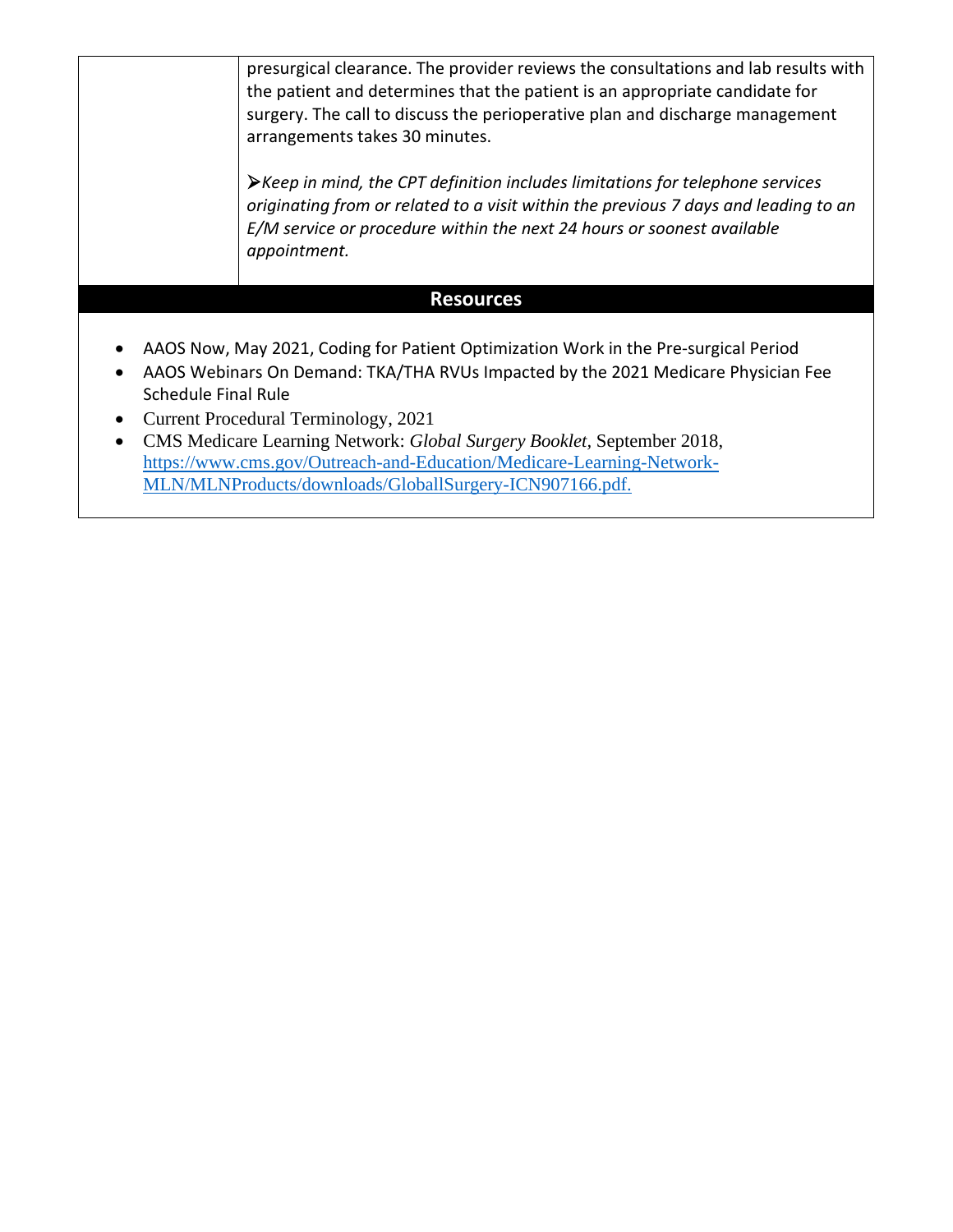| | |
|---|---|
| | presurgical clearance. The provider reviews the consultations and lab results with the patient and determines that the patient is an appropriate candidate for surgery. The call to discuss the perioperative plan and discharge management arrangements takes 30 minutes. ➢*Keep in mind, the CPT definition includes limitations for telephone services originating from or related to a visit within the previous 7 days and leading to an E/M service or procedure within the next 24 hours or soonest available appointment.* |

## Resources

- AAOS Now, May 2021, Coding for Patient Optimization Work in the Pre-surgical Period
- AAOS Webinars On Demand: TKA/THA RVUs Impacted by the 2021 Medicare Physician Fee Schedule Final Rule
- Current Procedural Terminology, 2021
- CMS Medicare Learning Network: *Global Surgery Booklet*, September 2018, https://www.cms.gov/Outreach-and-Education/Medicare-Learning-Network-MLN/MLNProducts/downloads/GloballSurgery-ICN907166.pdf.